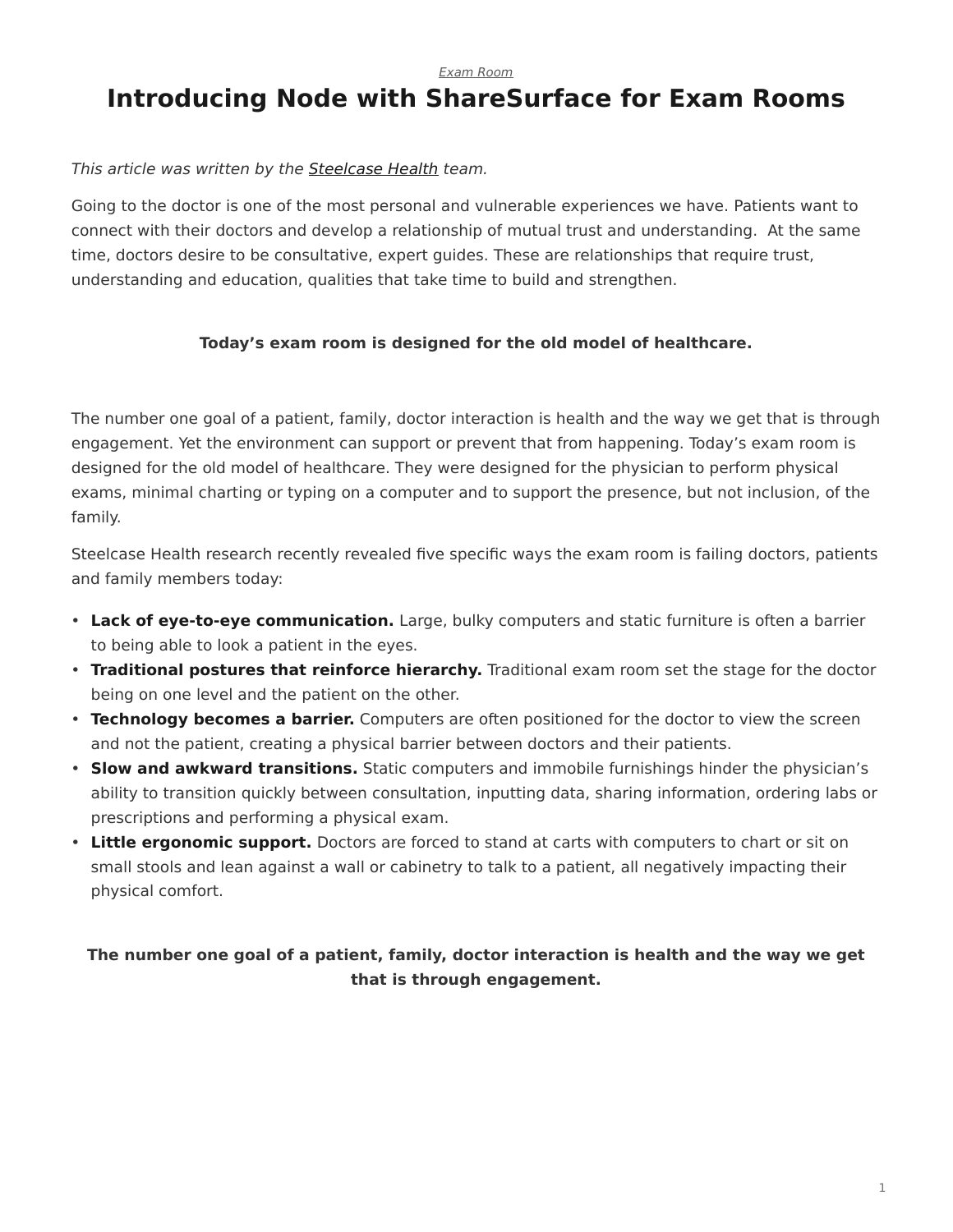*Exam Room*

# Introducing Node with ShareSurface for Exam Rooms

*This article was written by the Steelcase Health team.*

Going to the doctor is one of the most personal and vulnerable experiences we have. Patients want to connect with their doctors and develop a relationship of mutual trust and understanding.  At the same time, doctors desire to be consultative, expert guides. These are relationships that require trust, understanding and education, qualities that take time to build and strengthen.

**Today's exam room is designed for the old model of healthcare.**

The number one goal of a patient, family, doctor interaction is health and the way we get that is through engagement. Yet the environment can support or prevent that from happening. Today's exam room is designed for the old model of healthcare. They were designed for the physician to perform physical exams, minimal charting or typing on a computer and to support the presence, but not inclusion, of the family.

Steelcase Health research recently revealed five specific ways the exam room is failing doctors, patients and family members today:

- **Lack of eye-to-eye communication.** Large, bulky computers and static furniture is often a barrier to being able to look a patient in the eyes.
- **Traditional postures that reinforce hierarchy.** Traditional exam room set the stage for the doctor being on one level and the patient on the other.
- **Technology becomes a barrier.** Computers are often positioned for the doctor to view the screen and not the patient, creating a physical barrier between doctors and their patients.
- **Slow and awkward transitions.** Static computers and immobile furnishings hinder the physician's ability to transition quickly between consultation, inputting data, sharing information, ordering labs or prescriptions and performing a physical exam.
- **Little ergonomic support.** Doctors are forced to stand at carts with computers to chart or sit on small stools and lean against a wall or cabinetry to talk to a patient, all negatively impacting their physical comfort.

**The number one goal of a patient, family, doctor interaction is health and the way we get that is through engagement.**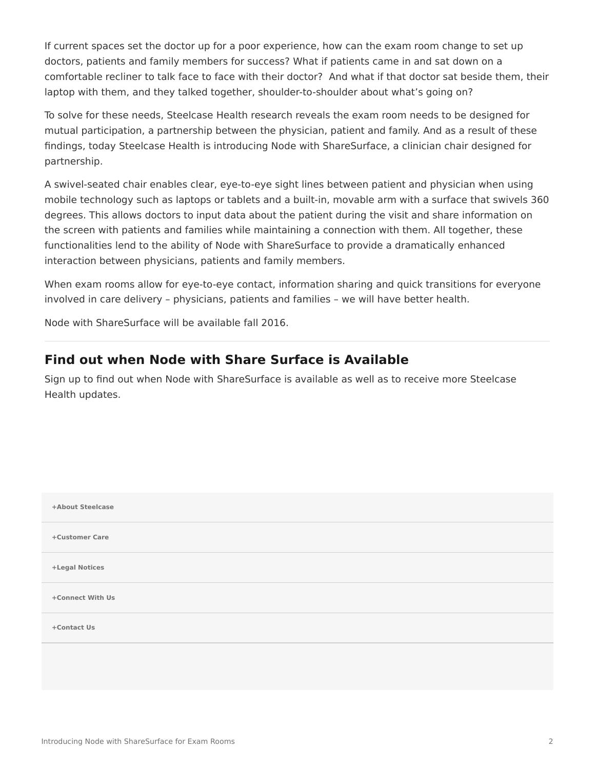If current spaces set the doctor up for a poor experience, how can the exam room change to set up doctors, patients and family members for success? What if patients came in and sat down on a comfortable recliner to talk face to face with their doctor? And what if that doctor sat beside them, their laptop with them, and they talked together, shoulder-to-shoulder about what's going on?

To solve for these needs, Steelcase Health research reveals the exam room needs to be designed for mutual participation, a partnership between the physician, patient and family. And as a result of these findings, today Steelcase Health is introducing Node with ShareSurface, a clinician chair designed for partnership.

A swivel-seated chair enables clear, eye-to-eye sight lines between patient and physician when using mobile technology such as laptops or tablets and a built-in, movable arm with a surface that swivels 360 degrees. This allows doctors to input data about the patient during the visit and share information on the screen with patients and families while maintaining a connection with them. All together, these functionalities lend to the ability of Node with ShareSurface to provide a dramatically enhanced interaction between physicians, patients and family members.

When exam rooms allow for eye-to-eye contact, information sharing and quick transitions for everyone involved in care delivery – physicians, patients and families – we will have better health.

Node with ShareSurface will be available fall 2016.

---

## Find out when Node with Share Surface is Available

Sign up to find out when Node with ShareSurface is available as well as to receive more Steelcase Health updates.

**+About Steelcase**

**+Customer Care**

**+Legal Notices**

**+Connect With Us**

**+Contact Us**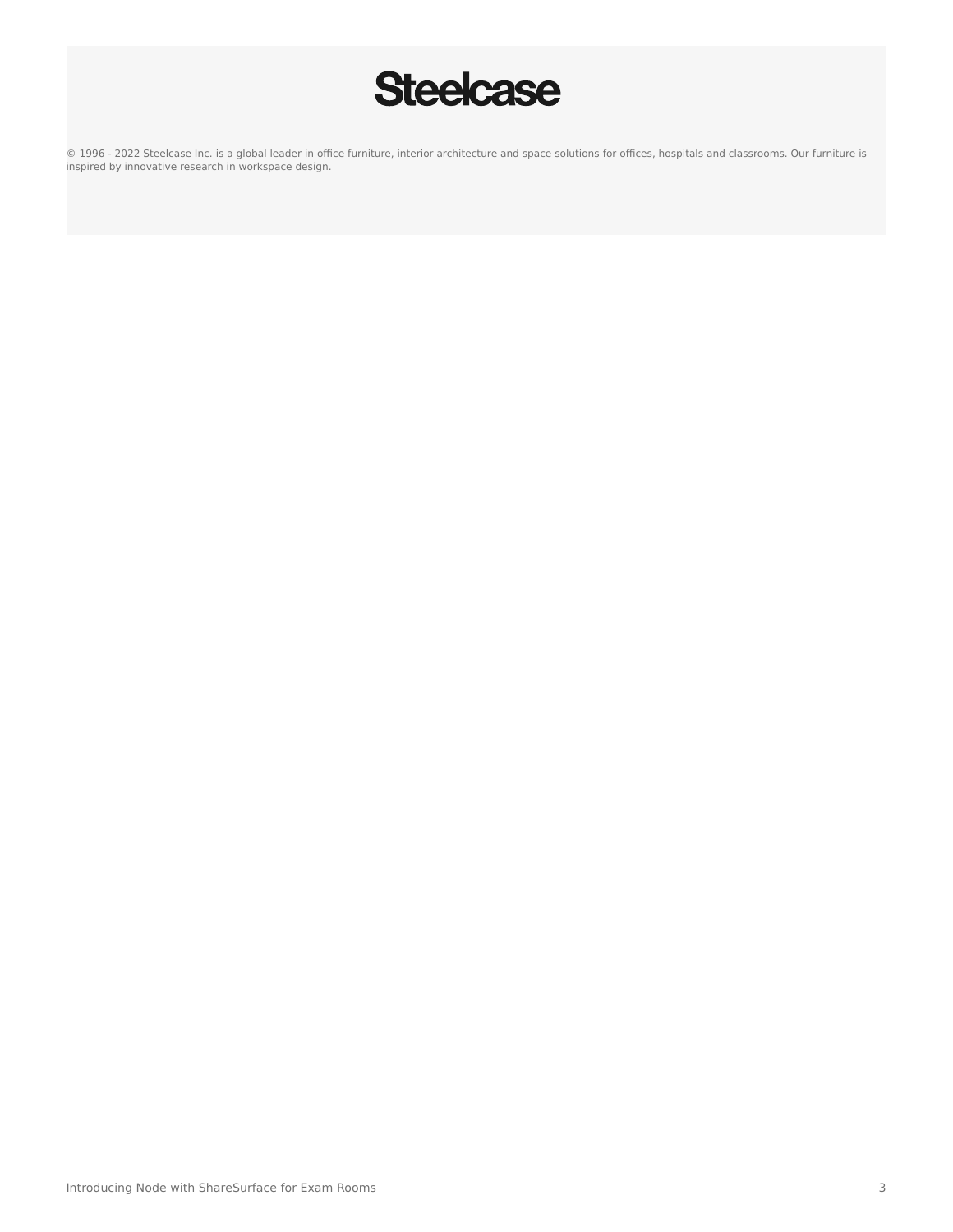Steelcase

© 1996 - 2022 Steelcase Inc. is a global leader in office furniture, interior architecture and space solutions for offices, hospitals and classrooms. Our furniture is inspired by innovative research in workspace design.